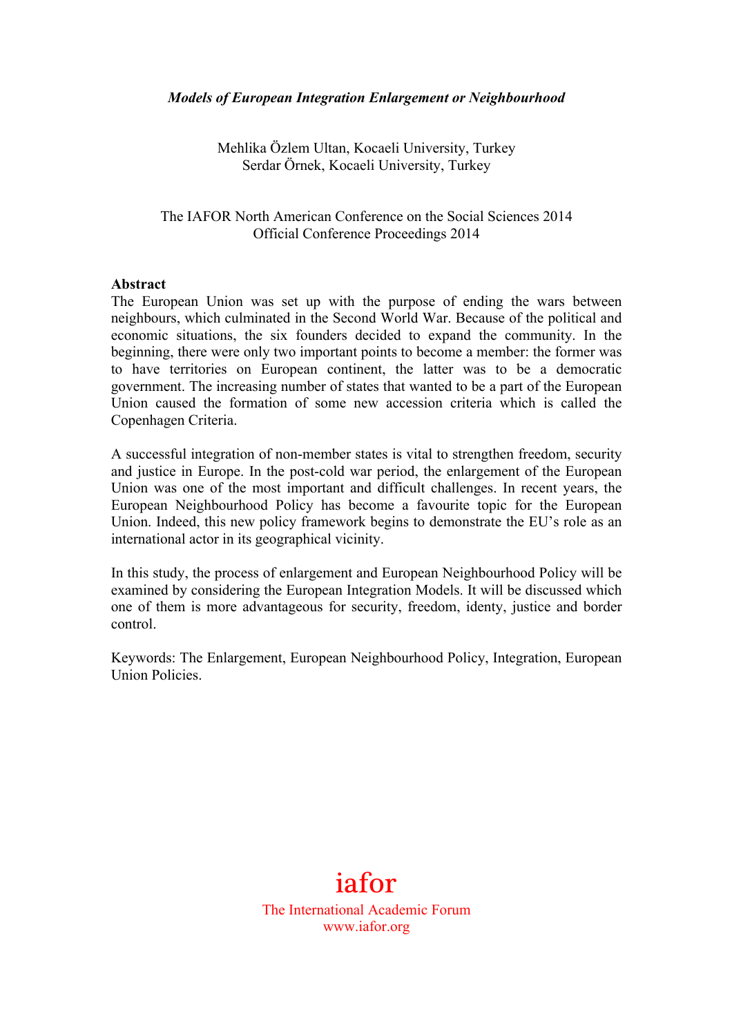*Models of European Integration Enlargement or Neighbourhood*

Mehlika Özlem Ultan, Kocaeli University, Turkey
Serdar Örnek, Kocaeli University, Turkey

The IAFOR North American Conference on the Social Sciences 2014
Official Conference Proceedings 2014

**Abstract**

The European Union was set up with the purpose of ending the wars between neighbours, which culminated in the Second World War. Because of the political and economic situations, the six founders decided to expand the community. In the beginning, there were only two important points to become a member: the former was to have territories on European continent, the latter was to be a democratic government. The increasing number of states that wanted to be a part of the European Union caused the formation of some new accession criteria which is called the Copenhagen Criteria.

A successful integration of non-member states is vital to strengthen freedom, security and justice in Europe. In the post-cold war period, the enlargement of the European Union was one of the most important and difficult challenges. In recent years, the European Neighbourhood Policy has become a favourite topic for the European Union. Indeed, this new policy framework begins to demonstrate the EU's role as an international actor in its geographical vicinity.

In this study, the process of enlargement and European Neighbourhood Policy will be examined by considering the European Integration Models. It will be discussed which one of them is more advantageous for security, freedom, identy, justice and border control.

Keywords: The Enlargement, European Neighbourhood Policy, Integration, European Union Policies.

iafor
The International Academic Forum
www.iafor.org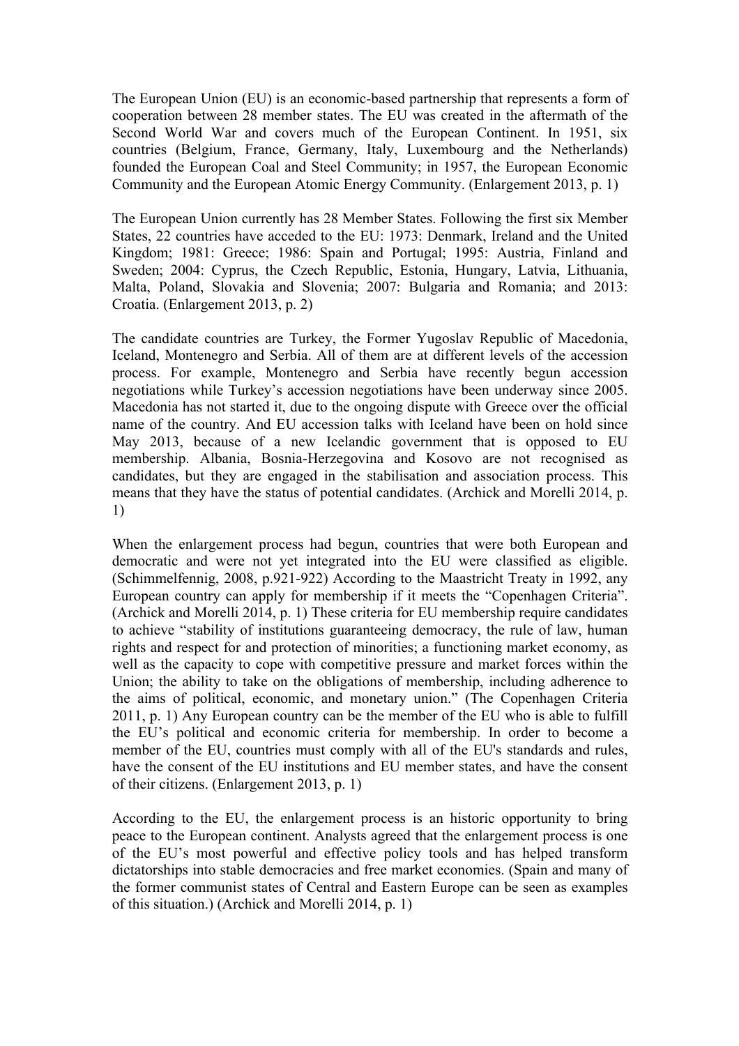The European Union (EU) is an economic-based partnership that represents a form of cooperation between 28 member states. The EU was created in the aftermath of the Second World War and covers much of the European Continent. In 1951, six countries (Belgium, France, Germany, Italy, Luxembourg and the Netherlands) founded the European Coal and Steel Community; in 1957, the European Economic Community and the European Atomic Energy Community. (Enlargement 2013, p. 1)

The European Union currently has 28 Member States. Following the first six Member States, 22 countries have acceded to the EU: 1973: Denmark, Ireland and the United Kingdom; 1981: Greece; 1986: Spain and Portugal; 1995: Austria, Finland and Sweden; 2004: Cyprus, the Czech Republic, Estonia, Hungary, Latvia, Lithuania, Malta, Poland, Slovakia and Slovenia; 2007: Bulgaria and Romania; and 2013: Croatia. (Enlargement 2013, p. 2)

The candidate countries are Turkey, the Former Yugoslav Republic of Macedonia, Iceland, Montenegro and Serbia. All of them are at different levels of the accession process. For example, Montenegro and Serbia have recently begun accession negotiations while Turkey's accession negotiations have been underway since 2005. Macedonia has not started it, due to the ongoing dispute with Greece over the official name of the country. And EU accession talks with Iceland have been on hold since May 2013, because of a new Icelandic government that is opposed to EU membership. Albania, Bosnia-Herzegovina and Kosovo are not recognised as candidates, but they are engaged in the stabilisation and association process. This means that they have the status of potential candidates. (Archick and Morelli 2014, p. 1)

When the enlargement process had begun, countries that were both European and democratic and were not yet integrated into the EU were classified as eligible. (Schimmelfennig, 2008, p.921-922) According to the Maastricht Treaty in 1992, any European country can apply for membership if it meets the "Copenhagen Criteria". (Archick and Morelli 2014, p. 1) These criteria for EU membership require candidates to achieve "stability of institutions guaranteeing democracy, the rule of law, human rights and respect for and protection of minorities; a functioning market economy, as well as the capacity to cope with competitive pressure and market forces within the Union; the ability to take on the obligations of membership, including adherence to the aims of political, economic, and monetary union." (The Copenhagen Criteria 2011, p. 1) Any European country can be the member of the EU who is able to fulfill the EU's political and economic criteria for membership. In order to become a member of the EU, countries must comply with all of the EU's standards and rules, have the consent of the EU institutions and EU member states, and have the consent of their citizens. (Enlargement 2013, p. 1)

According to the EU, the enlargement process is an historic opportunity to bring peace to the European continent. Analysts agreed that the enlargement process is one of the EU's most powerful and effective policy tools and has helped transform dictatorships into stable democracies and free market economies. (Spain and many of the former communist states of Central and Eastern Europe can be seen as examples of this situation.) (Archick and Morelli 2014, p. 1)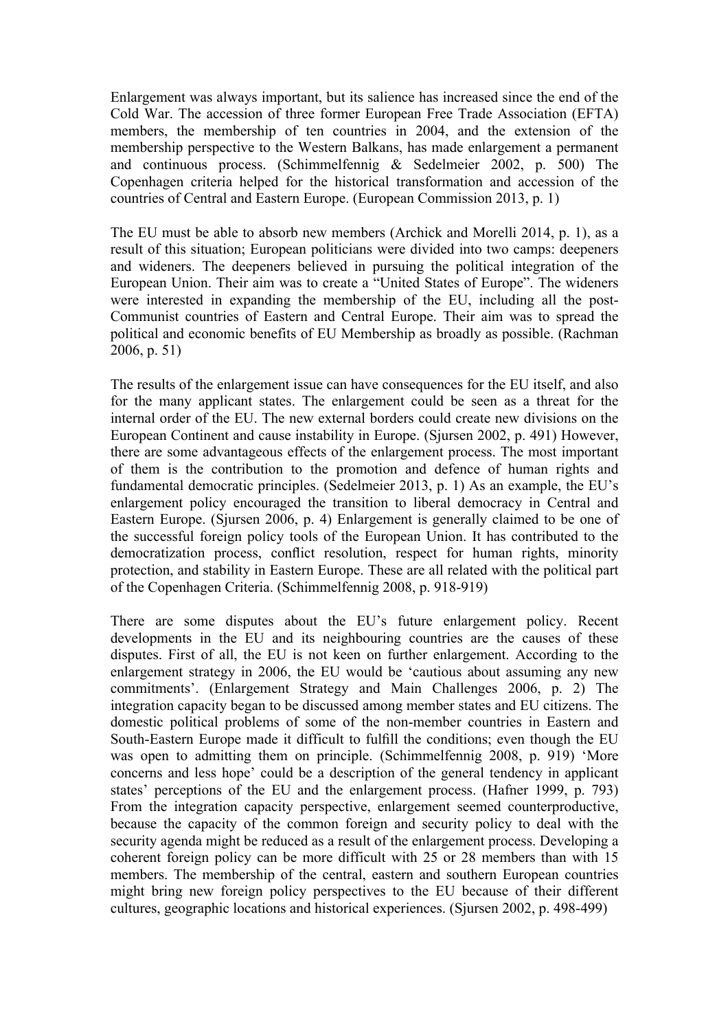Enlargement was always important, but its salience has increased since the end of the Cold War. The accession of three former European Free Trade Association (EFTA) members, the membership of ten countries in 2004, and the extension of the membership perspective to the Western Balkans, has made enlargement a permanent and continuous process. (Schimmelfennig & Sedelmeier 2002, p. 500) The Copenhagen criteria helped for the historical transformation and accession of the countries of Central and Eastern Europe. (European Commission 2013, p. 1)

The EU must be able to absorb new members (Archick and Morelli 2014, p. 1), as a result of this situation; European politicians were divided into two camps: deepeners and wideners. The deepeners believed in pursuing the political integration of the European Union. Their aim was to create a "United States of Europe". The wideners were interested in expanding the membership of the EU, including all the post-Communist countries of Eastern and Central Europe. Their aim was to spread the political and economic benefits of EU Membership as broadly as possible. (Rachman 2006, p. 51)

The results of the enlargement issue can have consequences for the EU itself, and also for the many applicant states. The enlargement could be seen as a threat for the internal order of the EU. The new external borders could create new divisions on the European Continent and cause instability in Europe. (Sjursen 2002, p. 491) However, there are some advantageous effects of the enlargement process. The most important of them is the contribution to the promotion and defence of human rights and fundamental democratic principles. (Sedelmeier 2013, p. 1) As an example, the EU's enlargement policy encouraged the transition to liberal democracy in Central and Eastern Europe. (Sjursen 2006, p. 4) Enlargement is generally claimed to be one of the successful foreign policy tools of the European Union. It has contributed to the democratization process, conflict resolution, respect for human rights, minority protection, and stability in Eastern Europe. These are all related with the political part of the Copenhagen Criteria. (Schimmelfennig 2008, p. 918-919)

There are some disputes about the EU's future enlargement policy. Recent developments in the EU and its neighbouring countries are the causes of these disputes. First of all, the EU is not keen on further enlargement. According to the enlargement strategy in 2006, the EU would be 'cautious about assuming any new commitments'. (Enlargement Strategy and Main Challenges 2006, p. 2) The integration capacity began to be discussed among member states and EU citizens. The domestic political problems of some of the non-member countries in Eastern and South-Eastern Europe made it difficult to fulfill the conditions; even though the EU was open to admitting them on principle. (Schimmelfennig 2008, p. 919) 'More concerns and less hope' could be a description of the general tendency in applicant states' perceptions of the EU and the enlargement process. (Hafner 1999, p. 793) From the integration capacity perspective, enlargement seemed counterproductive, because the capacity of the common foreign and security policy to deal with the security agenda might be reduced as a result of the enlargement process. Developing a coherent foreign policy can be more difficult with 25 or 28 members than with 15 members. The membership of the central, eastern and southern European countries might bring new foreign policy perspectives to the EU because of their different cultures, geographic locations and historical experiences. (Sjursen 2002, p. 498-499)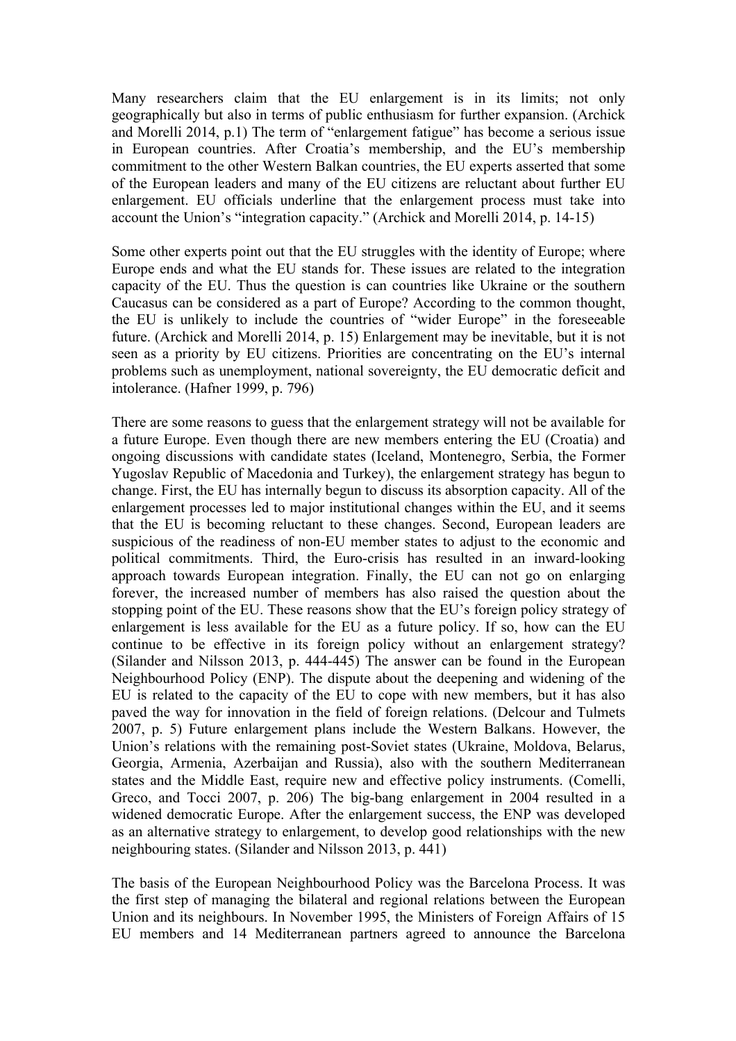Many researchers claim that the EU enlargement is in its limits; not only geographically but also in terms of public enthusiasm for further expansion. (Archick and Morelli 2014, p.1) The term of "enlargement fatigue" has become a serious issue in European countries. After Croatia's membership, and the EU's membership commitment to the other Western Balkan countries, the EU experts asserted that some of the European leaders and many of the EU citizens are reluctant about further EU enlargement. EU officials underline that the enlargement process must take into account the Union's "integration capacity." (Archick and Morelli 2014, p. 14-15)

Some other experts point out that the EU struggles with the identity of Europe; where Europe ends and what the EU stands for. These issues are related to the integration capacity of the EU. Thus the question is can countries like Ukraine or the southern Caucasus can be considered as a part of Europe? According to the common thought, the EU is unlikely to include the countries of "wider Europe" in the foreseeable future. (Archick and Morelli 2014, p. 15) Enlargement may be inevitable, but it is not seen as a priority by EU citizens. Priorities are concentrating on the EU's internal problems such as unemployment, national sovereignty, the EU democratic deficit and intolerance. (Hafner 1999, p. 796)

There are some reasons to guess that the enlargement strategy will not be available for a future Europe. Even though there are new members entering the EU (Croatia) and ongoing discussions with candidate states (Iceland, Montenegro, Serbia, the Former Yugoslav Republic of Macedonia and Turkey), the enlargement strategy has begun to change. First, the EU has internally begun to discuss its absorption capacity. All of the enlargement processes led to major institutional changes within the EU, and it seems that the EU is becoming reluctant to these changes. Second, European leaders are suspicious of the readiness of non-EU member states to adjust to the economic and political commitments. Third, the Euro-crisis has resulted in an inward-looking approach towards European integration. Finally, the EU can not go on enlarging forever, the increased number of members has also raised the question about the stopping point of the EU. These reasons show that the EU's foreign policy strategy of enlargement is less available for the EU as a future policy. If so, how can the EU continue to be effective in its foreign policy without an enlargement strategy? (Silander and Nilsson 2013, p. 444-445) The answer can be found in the European Neighbourhood Policy (ENP). The dispute about the deepening and widening of the EU is related to the capacity of the EU to cope with new members, but it has also paved the way for innovation in the field of foreign relations. (Delcour and Tulmets 2007, p. 5) Future enlargement plans include the Western Balkans. However, the Union's relations with the remaining post-Soviet states (Ukraine, Moldova, Belarus, Georgia, Armenia, Azerbaijan and Russia), also with the southern Mediterranean states and the Middle East, require new and effective policy instruments. (Comelli, Greco, and Tocci 2007, p. 206) The big-bang enlargement in 2004 resulted in a widened democratic Europe. After the enlargement success, the ENP was developed as an alternative strategy to enlargement, to develop good relationships with the new neighbouring states. (Silander and Nilsson 2013, p. 441)

The basis of the European Neighbourhood Policy was the Barcelona Process. It was the first step of managing the bilateral and regional relations between the European Union and its neighbours. In November 1995, the Ministers of Foreign Affairs of 15 EU members and 14 Mediterranean partners agreed to announce the Barcelona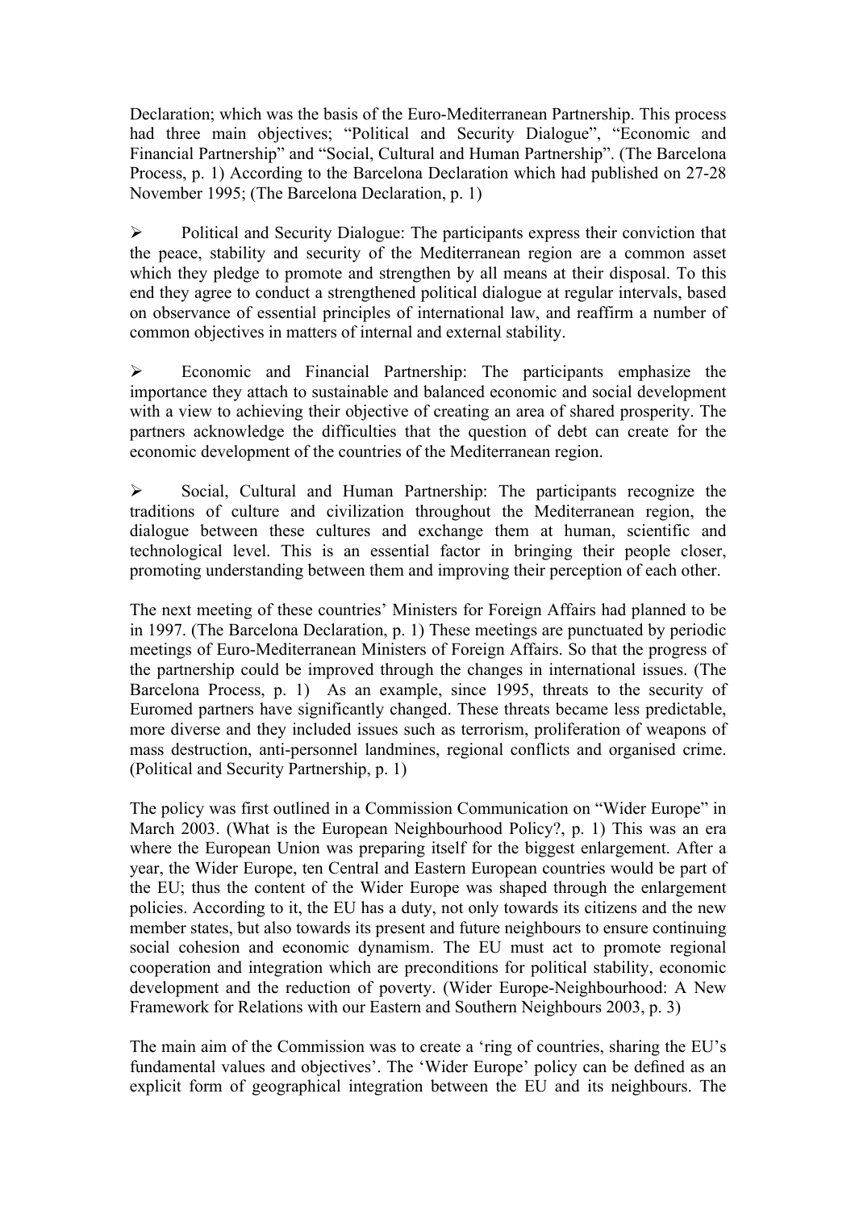Declaration; which was the basis of the Euro-Mediterranean Partnership. This process had three main objectives; "Political and Security Dialogue", "Economic and Financial Partnership" and "Social, Cultural and Human Partnership". (The Barcelona Process, p. 1) According to the Barcelona Declaration which had published on 27-28 November 1995; (The Barcelona Declaration, p. 1)

- Political and Security Dialogue: The participants express their conviction that the peace, stability and security of the Mediterranean region are a common asset which they pledge to promote and strengthen by all means at their disposal. To this end they agree to conduct a strengthened political dialogue at regular intervals, based on observance of essential principles of international law, and reaffirm a number of common objectives in matters of internal and external stability.

- Economic and Financial Partnership: The participants emphasize the importance they attach to sustainable and balanced economic and social development with a view to achieving their objective of creating an area of shared prosperity. The partners acknowledge the difficulties that the question of debt can create for the economic development of the countries of the Mediterranean region.

- Social, Cultural and Human Partnership: The participants recognize the traditions of culture and civilization throughout the Mediterranean region, the dialogue between these cultures and exchange them at human, scientific and technological level. This is an essential factor in bringing their people closer, promoting understanding between them and improving their perception of each other.

The next meeting of these countries' Ministers for Foreign Affairs had planned to be in 1997. (The Barcelona Declaration, p. 1) These meetings are punctuated by periodic meetings of Euro-Mediterranean Ministers of Foreign Affairs. So that the progress of the partnership could be improved through the changes in international issues. (The Barcelona Process, p. 1) As an example, since 1995, threats to the security of Euromed partners have significantly changed. These threats became less predictable, more diverse and they included issues such as terrorism, proliferation of weapons of mass destruction, anti-personnel landmines, regional conflicts and organised crime. (Political and Security Partnership, p. 1)

The policy was first outlined in a Commission Communication on "Wider Europe" in March 2003. (What is the European Neighbourhood Policy?, p. 1) This was an era where the European Union was preparing itself for the biggest enlargement. After a year, the Wider Europe, ten Central and Eastern European countries would be part of the EU; thus the content of the Wider Europe was shaped through the enlargement policies. According to it, the EU has a duty, not only towards its citizens and the new member states, but also towards its present and future neighbours to ensure continuing social cohesion and economic dynamism. The EU must act to promote regional cooperation and integration which are preconditions for political stability, economic development and the reduction of poverty. (Wider Europe-Neighbourhood: A New Framework for Relations with our Eastern and Southern Neighbours 2003, p. 3)

The main aim of the Commission was to create a 'ring of countries, sharing the EU's fundamental values and objectives'. The 'Wider Europe' policy can be defined as an explicit form of geographical integration between the EU and its neighbours. The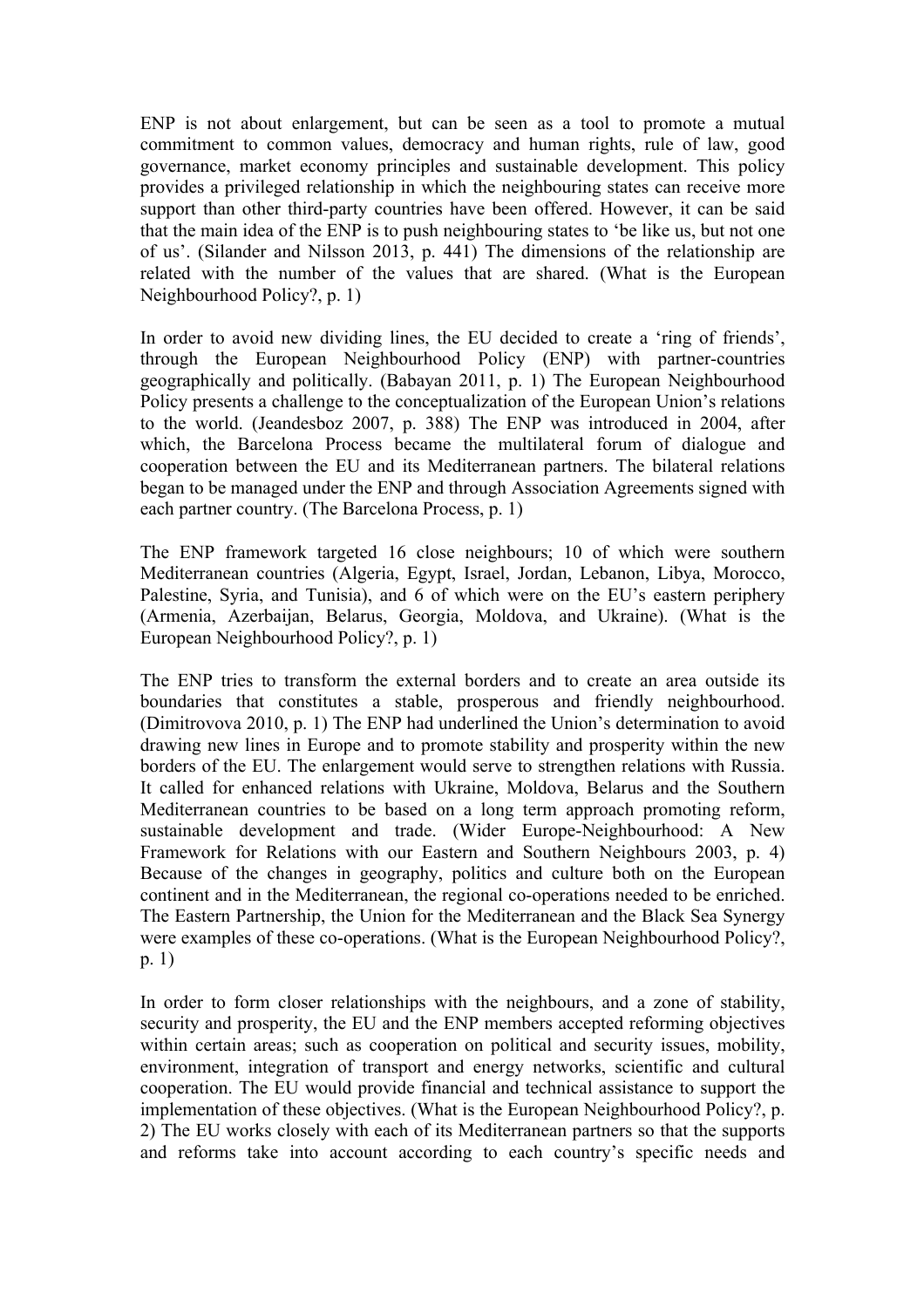ENP is not about enlargement, but can be seen as a tool to promote a mutual commitment to common values, democracy and human rights, rule of law, good governance, market economy principles and sustainable development. This policy provides a privileged relationship in which the neighbouring states can receive more support than other third-party countries have been offered. However, it can be said that the main idea of the ENP is to push neighbouring states to 'be like us, but not one of us'. (Silander and Nilsson 2013, p. 441) The dimensions of the relationship are related with the number of the values that are shared. (What is the European Neighbourhood Policy?, p. 1)

In order to avoid new dividing lines, the EU decided to create a 'ring of friends', through the European Neighbourhood Policy (ENP) with partner-countries geographically and politically. (Babayan 2011, p. 1) The European Neighbourhood Policy presents a challenge to the conceptualization of the European Union's relations to the world. (Jeandesboz 2007, p. 388) The ENP was introduced in 2004, after which, the Barcelona Process became the multilateral forum of dialogue and cooperation between the EU and its Mediterranean partners. The bilateral relations began to be managed under the ENP and through Association Agreements signed with each partner country. (The Barcelona Process, p. 1)

The ENP framework targeted 16 close neighbours; 10 of which were southern Mediterranean countries (Algeria, Egypt, Israel, Jordan, Lebanon, Libya, Morocco, Palestine, Syria, and Tunisia), and 6 of which were on the EU's eastern periphery (Armenia, Azerbaijan, Belarus, Georgia, Moldova, and Ukraine). (What is the European Neighbourhood Policy?, p. 1)

The ENP tries to transform the external borders and to create an area outside its boundaries that constitutes a stable, prosperous and friendly neighbourhood. (Dimitrovova 2010, p. 1) The ENP had underlined the Union's determination to avoid drawing new lines in Europe and to promote stability and prosperity within the new borders of the EU. The enlargement would serve to strengthen relations with Russia. It called for enhanced relations with Ukraine, Moldova, Belarus and the Southern Mediterranean countries to be based on a long term approach promoting reform, sustainable development and trade. (Wider Europe-Neighbourhood: A New Framework for Relations with our Eastern and Southern Neighbours 2003, p. 4) Because of the changes in geography, politics and culture both on the European continent and in the Mediterranean, the regional co-operations needed to be enriched. The Eastern Partnership, the Union for the Mediterranean and the Black Sea Synergy were examples of these co-operations. (What is the European Neighbourhood Policy?, p. 1)

In order to form closer relationships with the neighbours, and a zone of stability, security and prosperity, the EU and the ENP members accepted reforming objectives within certain areas; such as cooperation on political and security issues, mobility, environment, integration of transport and energy networks, scientific and cultural cooperation. The EU would provide financial and technical assistance to support the implementation of these objectives. (What is the European Neighbourhood Policy?, p. 2) The EU works closely with each of its Mediterranean partners so that the supports and reforms take into account according to each country's specific needs and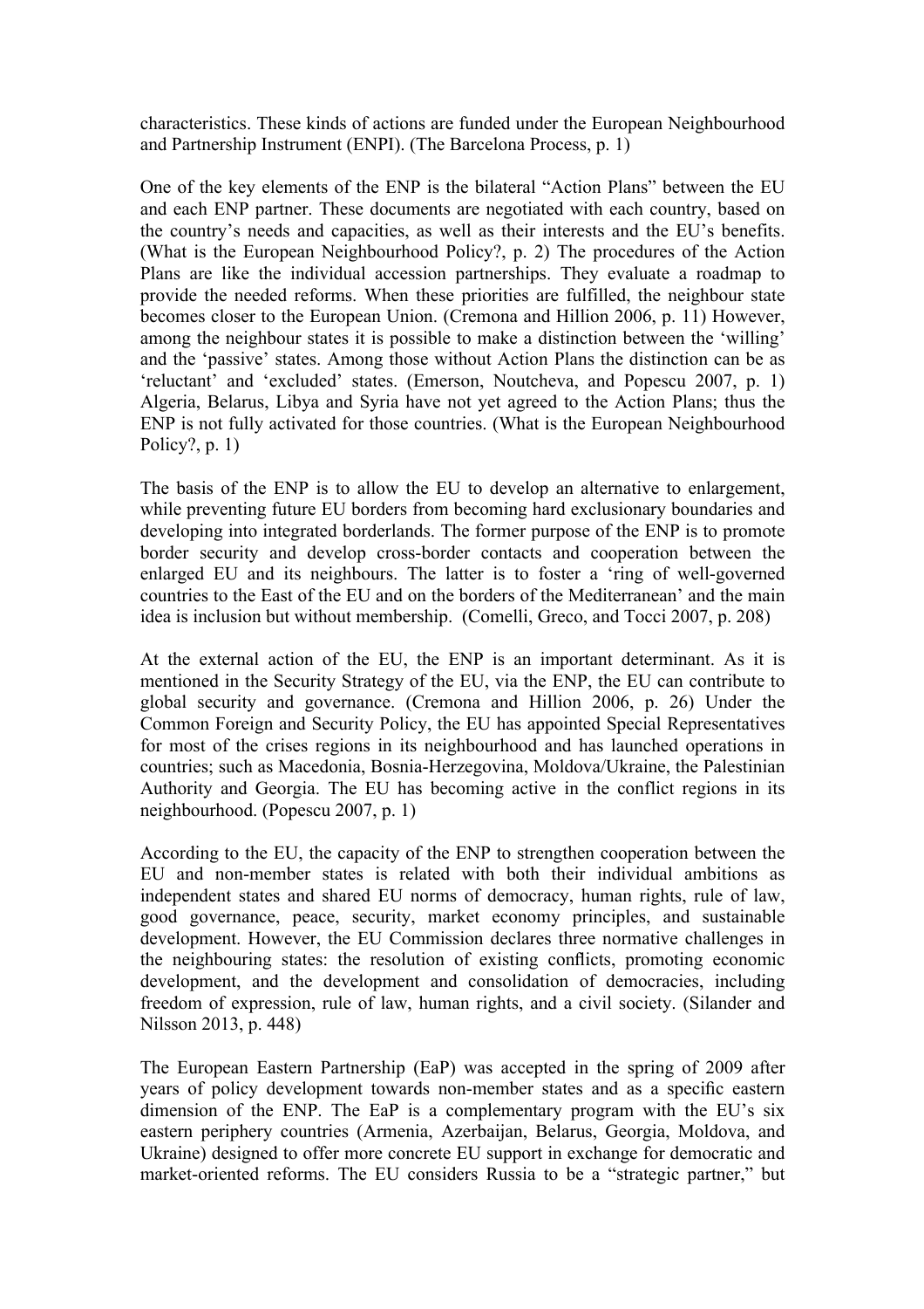characteristics. These kinds of actions are funded under the European Neighbourhood and Partnership Instrument (ENPI). (The Barcelona Process, p. 1)

One of the key elements of the ENP is the bilateral "Action Plans" between the EU and each ENP partner. These documents are negotiated with each country, based on the country's needs and capacities, as well as their interests and the EU's benefits. (What is the European Neighbourhood Policy?, p. 2) The procedures of the Action Plans are like the individual accession partnerships. They evaluate a roadmap to provide the needed reforms. When these priorities are fulfilled, the neighbour state becomes closer to the European Union. (Cremona and Hillion 2006, p. 11) However, among the neighbour states it is possible to make a distinction between the 'willing' and the 'passive' states. Among those without Action Plans the distinction can be as 'reluctant' and 'excluded' states. (Emerson, Noutcheva, and Popescu 2007, p. 1) Algeria, Belarus, Libya and Syria have not yet agreed to the Action Plans; thus the ENP is not fully activated for those countries. (What is the European Neighbourhood Policy?, p. 1)

The basis of the ENP is to allow the EU to develop an alternative to enlargement, while preventing future EU borders from becoming hard exclusionary boundaries and developing into integrated borderlands. The former purpose of the ENP is to promote border security and develop cross-border contacts and cooperation between the enlarged EU and its neighbours. The latter is to foster a 'ring of well-governed countries to the East of the EU and on the borders of the Mediterranean' and the main idea is inclusion but without membership. (Comelli, Greco, and Tocci 2007, p. 208)

At the external action of the EU, the ENP is an important determinant. As it is mentioned in the Security Strategy of the EU, via the ENP, the EU can contribute to global security and governance. (Cremona and Hillion 2006, p. 26) Under the Common Foreign and Security Policy, the EU has appointed Special Representatives for most of the crises regions in its neighbourhood and has launched operations in countries; such as Macedonia, Bosnia-Herzegovina, Moldova/Ukraine, the Palestinian Authority and Georgia. The EU has becoming active in the conflict regions in its neighbourhood. (Popescu 2007, p. 1)

According to the EU, the capacity of the ENP to strengthen cooperation between the EU and non-member states is related with both their individual ambitions as independent states and shared EU norms of democracy, human rights, rule of law, good governance, peace, security, market economy principles, and sustainable development. However, the EU Commission declares three normative challenges in the neighbouring states: the resolution of existing conflicts, promoting economic development, and the development and consolidation of democracies, including freedom of expression, rule of law, human rights, and a civil society. (Silander and Nilsson 2013, p. 448)

The European Eastern Partnership (EaP) was accepted in the spring of 2009 after years of policy development towards non-member states and as a specific eastern dimension of the ENP. The EaP is a complementary program with the EU's six eastern periphery countries (Armenia, Azerbaijan, Belarus, Georgia, Moldova, and Ukraine) designed to offer more concrete EU support in exchange for democratic and market-oriented reforms. The EU considers Russia to be a "strategic partner," but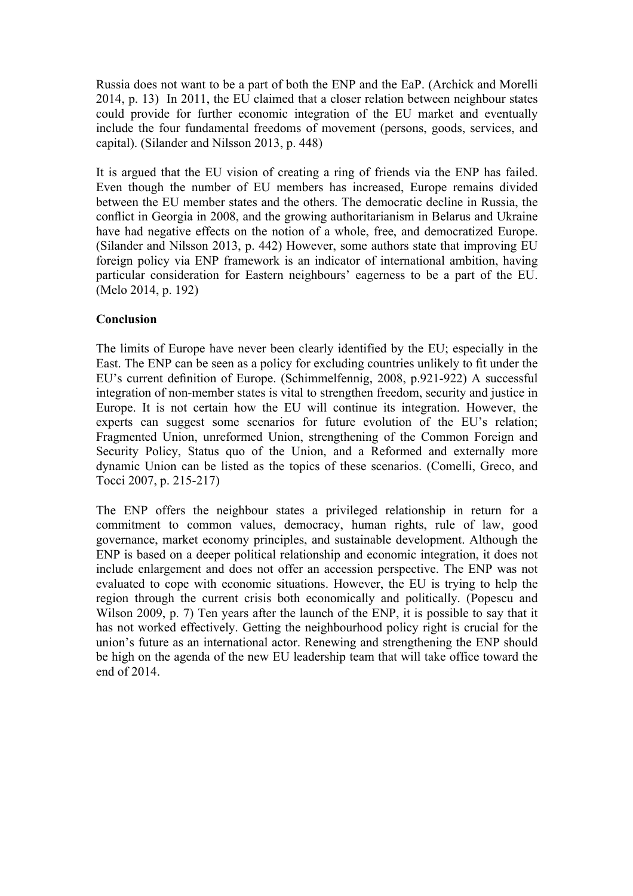Russia does not want to be a part of both the ENP and the EaP. (Archick and Morelli 2014, p. 13) In 2011, the EU claimed that a closer relation between neighbour states could provide for further economic integration of the EU market and eventually include the four fundamental freedoms of movement (persons, goods, services, and capital). (Silander and Nilsson 2013, p. 448)

It is argued that the EU vision of creating a ring of friends via the ENP has failed. Even though the number of EU members has increased, Europe remains divided between the EU member states and the others. The democratic decline in Russia, the conflict in Georgia in 2008, and the growing authoritarianism in Belarus and Ukraine have had negative effects on the notion of a whole, free, and democratized Europe. (Silander and Nilsson 2013, p. 442) However, some authors state that improving EU foreign policy via ENP framework is an indicator of international ambition, having particular consideration for Eastern neighbours' eagerness to be a part of the EU. (Melo 2014, p. 192)

**Conclusion**

The limits of Europe have never been clearly identified by the EU; especially in the East. The ENP can be seen as a policy for excluding countries unlikely to fit under the EU's current definition of Europe. (Schimmelfennig, 2008, p.921-922) A successful integration of non-member states is vital to strengthen freedom, security and justice in Europe. It is not certain how the EU will continue its integration. However, the experts can suggest some scenarios for future evolution of the EU's relation; Fragmented Union, unreformed Union, strengthening of the Common Foreign and Security Policy, Status quo of the Union, and a Reformed and externally more dynamic Union can be listed as the topics of these scenarios. (Comelli, Greco, and Tocci 2007, p. 215-217)

The ENP offers the neighbour states a privileged relationship in return for a commitment to common values, democracy, human rights, rule of law, good governance, market economy principles, and sustainable development. Although the ENP is based on a deeper political relationship and economic integration, it does not include enlargement and does not offer an accession perspective. The ENP was not evaluated to cope with economic situations. However, the EU is trying to help the region through the current crisis both economically and politically. (Popescu and Wilson 2009, p. 7) Ten years after the launch of the ENP, it is possible to say that it has not worked effectively. Getting the neighbourhood policy right is crucial for the union's future as an international actor. Renewing and strengthening the ENP should be high on the agenda of the new EU leadership team that will take office toward the end of 2014.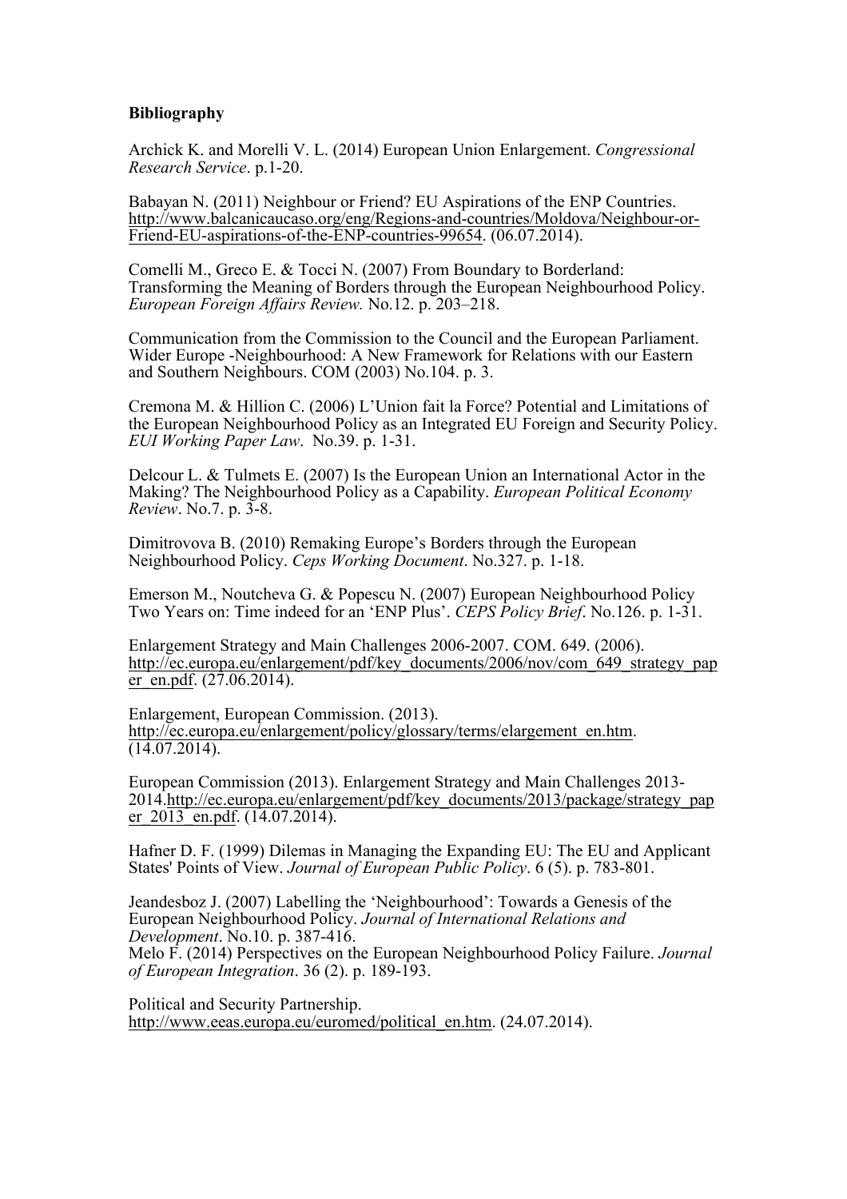**Bibliography**

Archick K. and Morelli V. L. (2014) European Union Enlargement. *Congressional Research Service*. p.1-20.

Babayan N. (2011) Neighbour or Friend? EU Aspirations of the ENP Countries. http://www.balcanicaucaso.org/eng/Regions-and-countries/Moldova/Neighbour-or-Friend-EU-aspirations-of-the-ENP-countries-99654. (06.07.2014).

Comelli M., Greco E. & Tocci N. (2007) From Boundary to Borderland: Transforming the Meaning of Borders through the European Neighbourhood Policy. *European Foreign Affairs Review.* No.12. p. 203–218.

Communication from the Commission to the Council and the European Parliament. Wider Europe -Neighbourhood: A New Framework for Relations with our Eastern and Southern Neighbours. COM (2003) No.104. p. 3.

Cremona M. & Hillion C. (2006) L'Union fait la Force? Potential and Limitations of the European Neighbourhood Policy as an Integrated EU Foreign and Security Policy. *EUI Working Paper Law*. No.39. p. 1-31.

Delcour L. & Tulmets E. (2007) Is the European Union an International Actor in the Making? The Neighbourhood Policy as a Capability. *European Political Economy Review*. No.7. p. 3-8.

Dimitrovova B. (2010) Remaking Europe's Borders through the European Neighbourhood Policy. *Ceps Working Document*. No.327. p. 1-18.

Emerson M., Noutcheva G. & Popescu N. (2007) European Neighbourhood Policy Two Years on: Time indeed for an 'ENP Plus'. *CEPS Policy Brief*. No.126. p. 1-31.

Enlargement Strategy and Main Challenges 2006-2007. COM. 649. (2006). http://ec.europa.eu/enlargement/pdf/key_documents/2006/nov/com_649_strategy_paper_en.pdf. (27.06.2014).

Enlargement, European Commission. (2013). http://ec.europa.eu/enlargement/policy/glossary/terms/elargement_en.htm. (14.07.2014).

European Commission (2013). Enlargement Strategy and Main Challenges 2013-2014.http://ec.europa.eu/enlargement/pdf/key_documents/2013/package/strategy_paper_2013_en.pdf. (14.07.2014).

Hafner D. F. (1999) Dilemas in Managing the Expanding EU: The EU and Applicant States' Points of View. *Journal of European Public Policy*. 6 (5). p. 783-801.

Jeandesboz J. (2007) Labelling the 'Neighbourhood': Towards a Genesis of the European Neighbourhood Policy. *Journal of International Relations and Development*. No.10. p. 387-416.

Melo F. (2014) Perspectives on the European Neighbourhood Policy Failure. *Journal of European Integration*. 36 (2). p. 189-193.

Political and Security Partnership. http://www.eeas.europa.eu/euromed/political_en.htm. (24.07.2014).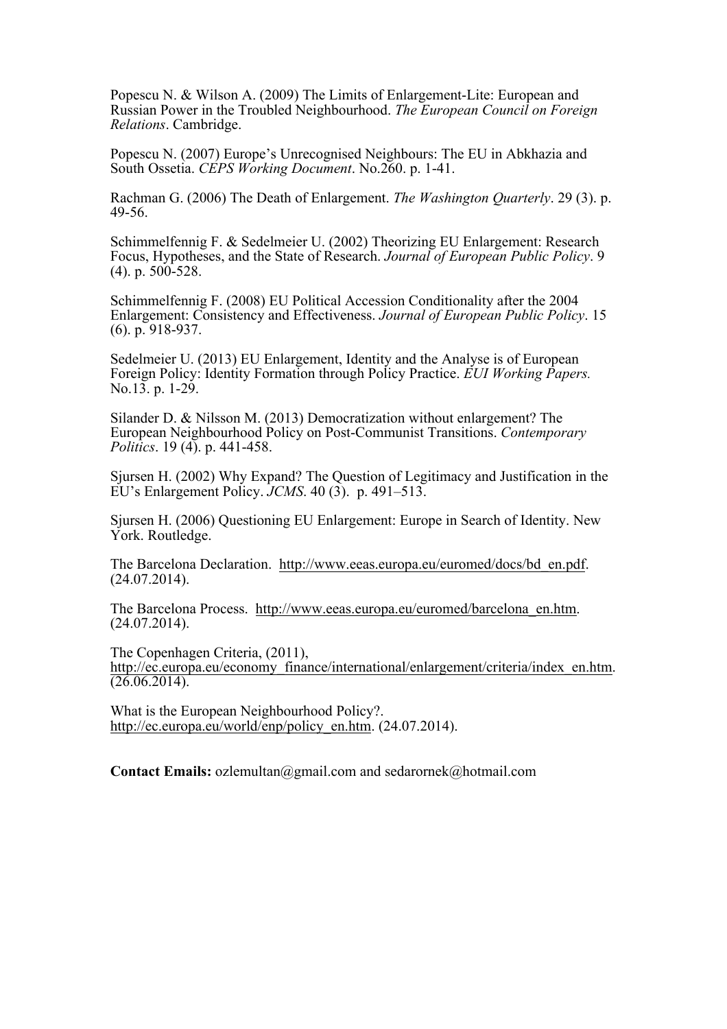Popescu N. & Wilson A. (2009) The Limits of Enlargement-Lite: European and Russian Power in the Troubled Neighbourhood. *The European Council on Foreign Relations*. Cambridge.

Popescu N. (2007) Europe's Unrecognised Neighbours: The EU in Abkhazia and South Ossetia. *CEPS Working Document*. No.260. p. 1-41.

Rachman G. (2006) The Death of Enlargement. *The Washington Quarterly*. 29 (3). p. 49-56.

Schimmelfennig F. & Sedelmeier U. (2002) Theorizing EU Enlargement: Research Focus, Hypotheses, and the State of Research. *Journal of European Public Policy*. 9 (4). p. 500-528.

Schimmelfennig F. (2008) EU Political Accession Conditionality after the 2004 Enlargement: Consistency and Effectiveness. *Journal of European Public Policy*. 15 (6). p. 918-937.

Sedelmeier U. (2013) EU Enlargement, Identity and the Analyse is of European Foreign Policy: Identity Formation through Policy Practice. *EUI Working Papers.* No.13. p. 1-29.

Silander D. & Nilsson M. (2013) Democratization without enlargement? The European Neighbourhood Policy on Post-Communist Transitions. *Contemporary Politics*. 19 (4). p. 441-458.

Sjursen H. (2002) Why Expand? The Question of Legitimacy and Justification in the EU's Enlargement Policy. *JCMS*. 40 (3). p. 491–513.

Sjursen H. (2006) Questioning EU Enlargement: Europe in Search of Identity. New York. Routledge.

The Barcelona Declaration. http://www.eeas.europa.eu/euromed/docs/bd_en.pdf. (24.07.2014).

The Barcelona Process. http://www.eeas.europa.eu/euromed/barcelona_en.htm. (24.07.2014).

The Copenhagen Criteria, (2011), http://ec.europa.eu/economy_finance/international/enlargement/criteria/index_en.htm. (26.06.2014).

What is the European Neighbourhood Policy?. http://ec.europa.eu/world/enp/policy_en.htm. (24.07.2014).

**Contact Emails:** ozlemultan@gmail.com and sedarornek@hotmail.com